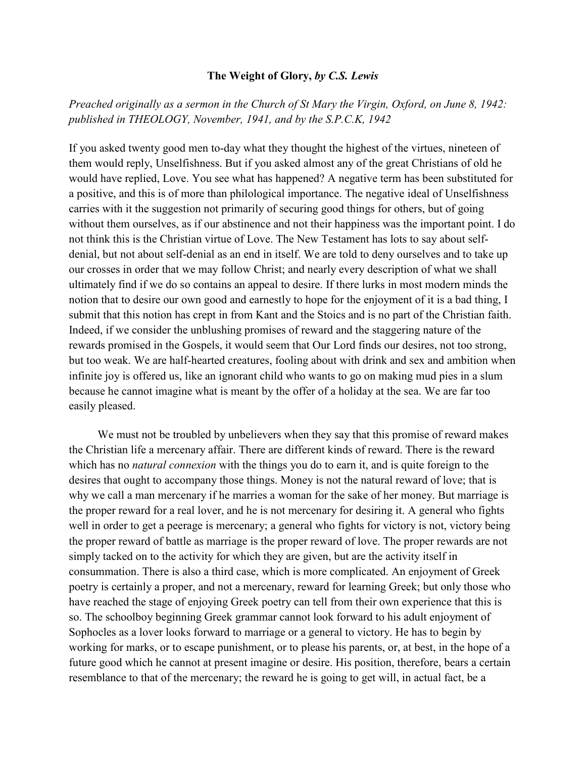**The Weight of Glory,** ***by C.S. Lewis***

*Preached originally as a sermon in the Church of St Mary the Virgin, Oxford, on June 8, 1942: published in THEOLOGY, November, 1941, and by the S.P.C.K, 1942*

If you asked twenty good men to-day what they thought the highest of the virtues, nineteen of them would reply, Unselfishness. But if you asked almost any of the great Christians of old he would have replied, Love. You see what has happened? A negative term has been substituted for a positive, and this is of more than philological importance. The negative ideal of Unselfishness carries with it the suggestion not primarily of securing good things for others, but of going without them ourselves, as if our abstinence and not their happiness was the important point. I do not think this is the Christian virtue of Love. The New Testament has lots to say about self-denial, but not about self-denial as an end in itself. We are told to deny ourselves and to take up our crosses in order that we may follow Christ; and nearly every description of what we shall ultimately find if we do so contains an appeal to desire. If there lurks in most modern minds the notion that to desire our own good and earnestly to hope for the enjoyment of it is a bad thing, I submit that this notion has crept in from Kant and the Stoics and is no part of the Christian faith. Indeed, if we consider the unblushing promises of reward and the staggering nature of the rewards promised in the Gospels, it would seem that Our Lord finds our desires, not too strong, but too weak. We are half-hearted creatures, fooling about with drink and sex and ambition when infinite joy is offered us, like an ignorant child who wants to go on making mud pies in a slum because he cannot imagine what is meant by the offer of a holiday at the sea. We are far too easily pleased.

We must not be troubled by unbelievers when they say that this promise of reward makes the Christian life a mercenary affair. There are different kinds of reward. There is the reward which has no *natural connexion* with the things you do to earn it, and is quite foreign to the desires that ought to accompany those things. Money is not the natural reward of love; that is why we call a man mercenary if he marries a woman for the sake of her money. But marriage is the proper reward for a real lover, and he is not mercenary for desiring it. A general who fights well in order to get a peerage is mercenary; a general who fights for victory is not, victory being the proper reward of battle as marriage is the proper reward of love. The proper rewards are not simply tacked on to the activity for which they are given, but are the activity itself in consummation. There is also a third case, which is more complicated. An enjoyment of Greek poetry is certainly a proper, and not a mercenary, reward for learning Greek; but only those who have reached the stage of enjoying Greek poetry can tell from their own experience that this is so. The schoolboy beginning Greek grammar cannot look forward to his adult enjoyment of Sophocles as a lover looks forward to marriage or a general to victory. He has to begin by working for marks, or to escape punishment, or to please his parents, or, at best, in the hope of a future good which he cannot at present imagine or desire. His position, therefore, bears a certain resemblance to that of the mercenary; the reward he is going to get will, in actual fact, be a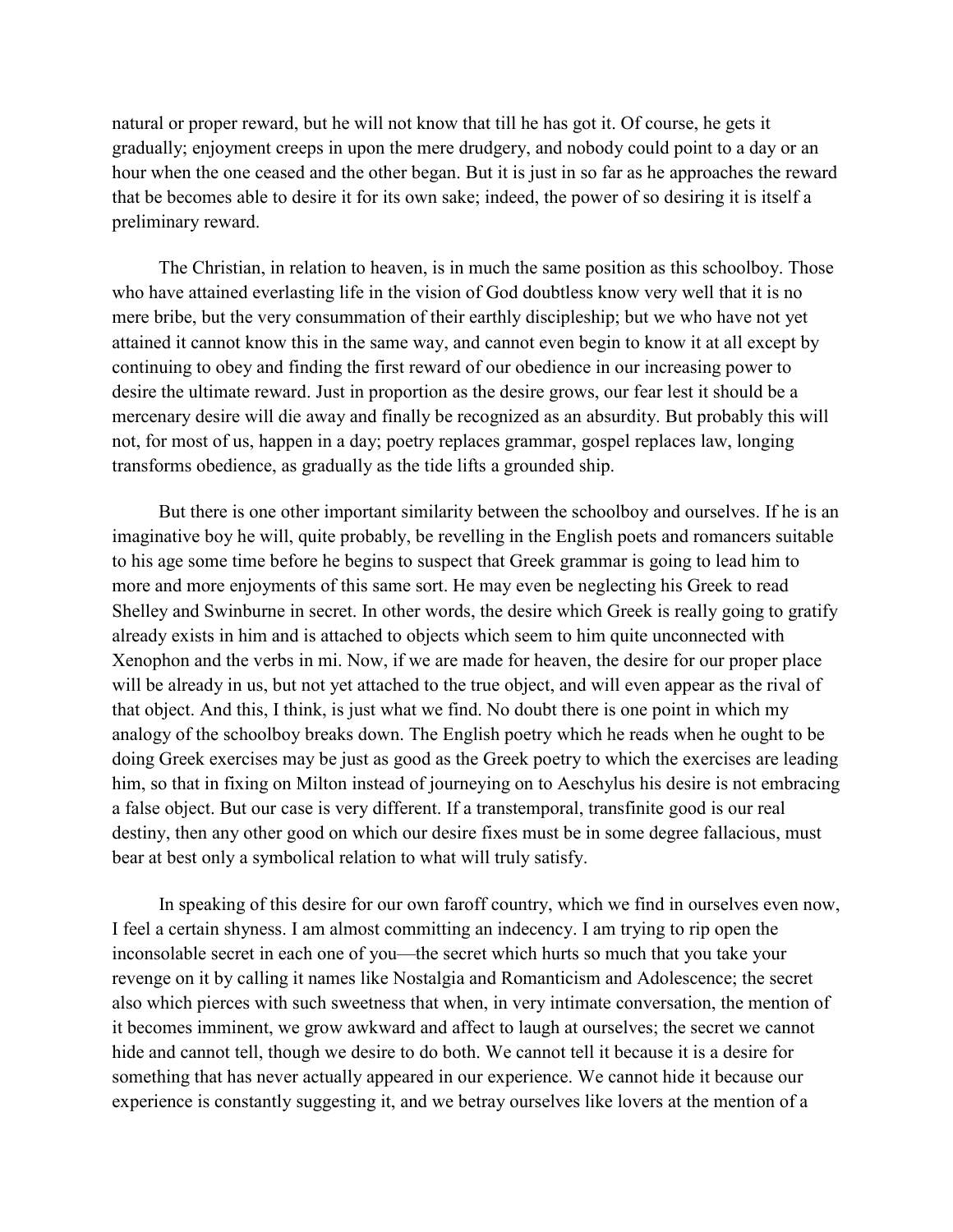natural or proper reward, but he will not know that till he has got it. Of course, he gets it gradually; enjoyment creeps in upon the mere drudgery, and nobody could point to a day or an hour when the one ceased and the other began. But it is just in so far as he approaches the reward that be becomes able to desire it for its own sake; indeed, the power of so desiring it is itself a preliminary reward.

The Christian, in relation to heaven, is in much the same position as this schoolboy. Those who have attained everlasting life in the vision of God doubtless know very well that it is no mere bribe, but the very consummation of their earthly discipleship; but we who have not yet attained it cannot know this in the same way, and cannot even begin to know it at all except by continuing to obey and finding the first reward of our obedience in our increasing power to desire the ultimate reward. Just in proportion as the desire grows, our fear lest it should be a mercenary desire will die away and finally be recognized as an absurdity. But probably this will not, for most of us, happen in a day; poetry replaces grammar, gospel replaces law, longing transforms obedience, as gradually as the tide lifts a grounded ship.

But there is one other important similarity between the schoolboy and ourselves. If he is an imaginative boy he will, quite probably, be revelling in the English poets and romancers suitable to his age some time before he begins to suspect that Greek grammar is going to lead him to more and more enjoyments of this same sort. He may even be neglecting his Greek to read Shelley and Swinburne in secret. In other words, the desire which Greek is really going to gratify already exists in him and is attached to objects which seem to him quite unconnected with Xenophon and the verbs in mi. Now, if we are made for heaven, the desire for our proper place will be already in us, but not yet attached to the true object, and will even appear as the rival of that object. And this, I think, is just what we find. No doubt there is one point in which my analogy of the schoolboy breaks down. The English poetry which he reads when he ought to be doing Greek exercises may be just as good as the Greek poetry to which the exercises are leading him, so that in fixing on Milton instead of journeying on to Aeschylus his desire is not embracing a false object. But our case is very different. If a transtemporal, transfinite good is our real destiny, then any other good on which our desire fixes must be in some degree fallacious, must bear at best only a symbolical relation to what will truly satisfy.

In speaking of this desire for our own faroff country, which we find in ourselves even now, I feel a certain shyness. I am almost committing an indecency. I am trying to rip open the inconsolable secret in each one of you—the secret which hurts so much that you take your revenge on it by calling it names like Nostalgia and Romanticism and Adolescence; the secret also which pierces with such sweetness that when, in very intimate conversation, the mention of it becomes imminent, we grow awkward and affect to laugh at ourselves; the secret we cannot hide and cannot tell, though we desire to do both. We cannot tell it because it is a desire for something that has never actually appeared in our experience. We cannot hide it because our experience is constantly suggesting it, and we betray ourselves like lovers at the mention of a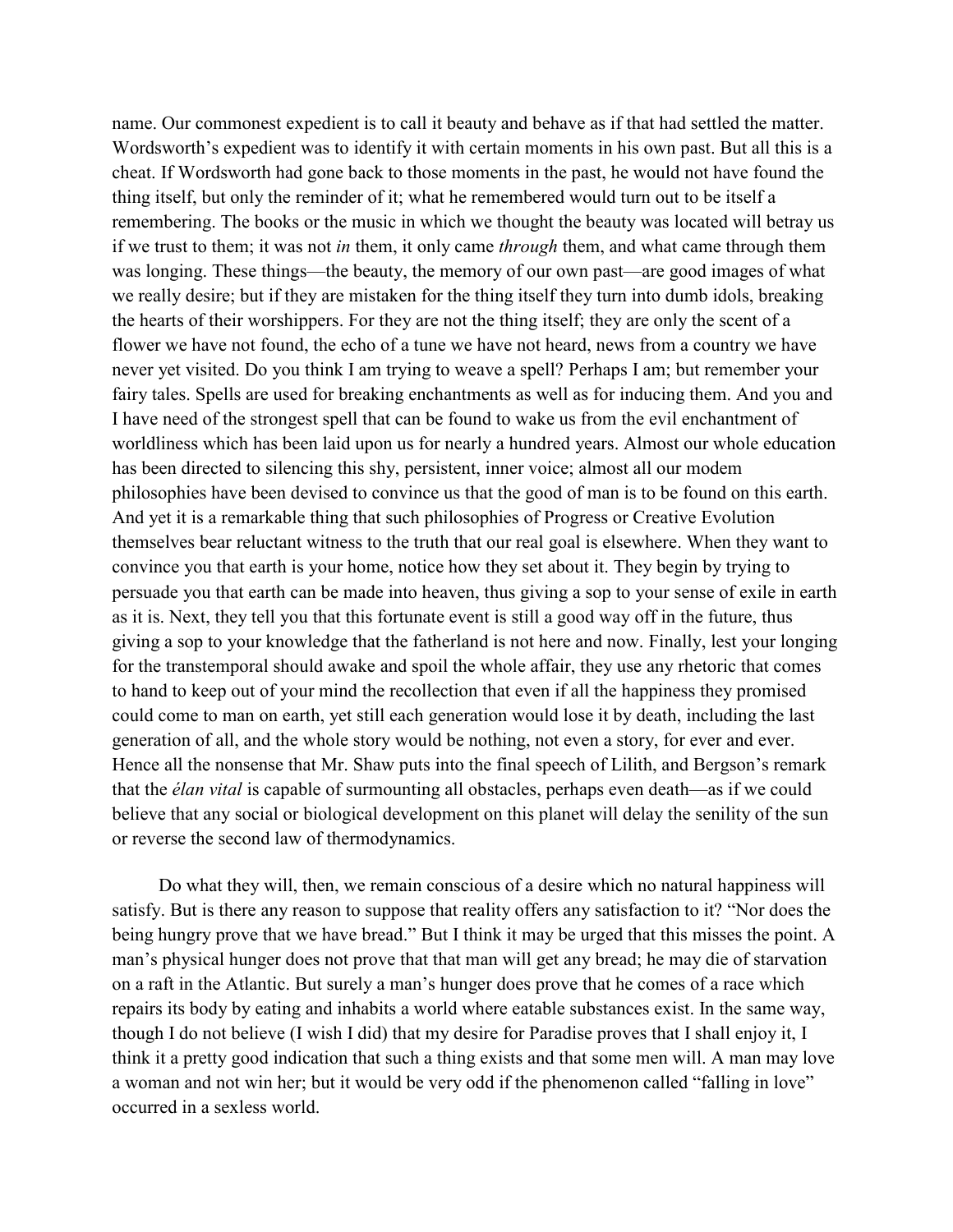name. Our commonest expedient is to call it beauty and behave as if that had settled the matter. Wordsworth's expedient was to identify it with certain moments in his own past. But all this is a cheat. If Wordsworth had gone back to those moments in the past, he would not have found the thing itself, but only the reminder of it; what he remembered would turn out to be itself a remembering. The books or the music in which we thought the beauty was located will betray us if we trust to them; it was not *in* them, it only came *through* them, and what came through them was longing. These things—the beauty, the memory of our own past—are good images of what we really desire; but if they are mistaken for the thing itself they turn into dumb idols, breaking the hearts of their worshippers. For they are not the thing itself; they are only the scent of a flower we have not found, the echo of a tune we have not heard, news from a country we have never yet visited. Do you think I am trying to weave a spell? Perhaps I am; but remember your fairy tales. Spells are used for breaking enchantments as well as for inducing them. And you and I have need of the strongest spell that can be found to wake us from the evil enchantment of worldliness which has been laid upon us for nearly a hundred years. Almost our whole education has been directed to silencing this shy, persistent, inner voice; almost all our modem philosophies have been devised to convince us that the good of man is to be found on this earth. And yet it is a remarkable thing that such philosophies of Progress or Creative Evolution themselves bear reluctant witness to the truth that our real goal is elsewhere. When they want to convince you that earth is your home, notice how they set about it. They begin by trying to persuade you that earth can be made into heaven, thus giving a sop to your sense of exile in earth as it is. Next, they tell you that this fortunate event is still a good way off in the future, thus giving a sop to your knowledge that the fatherland is not here and now. Finally, lest your longing for the transtemporal should awake and spoil the whole affair, they use any rhetoric that comes to hand to keep out of your mind the recollection that even if all the happiness they promised could come to man on earth, yet still each generation would lose it by death, including the last generation of all, and the whole story would be nothing, not even a story, for ever and ever. Hence all the nonsense that Mr. Shaw puts into the final speech of Lilith, and Bergson's remark that the *élan vital* is capable of surmounting all obstacles, perhaps even death—as if we could believe that any social or biological development on this planet will delay the senility of the sun or reverse the second law of thermodynamics.

Do what they will, then, we remain conscious of a desire which no natural happiness will satisfy. But is there any reason to suppose that reality offers any satisfaction to it? "Nor does the being hungry prove that we have bread." But I think it may be urged that this misses the point. A man's physical hunger does not prove that that man will get any bread; he may die of starvation on a raft in the Atlantic. But surely a man's hunger does prove that he comes of a race which repairs its body by eating and inhabits a world where eatable substances exist. In the same way, though I do not believe (I wish I did) that my desire for Paradise proves that I shall enjoy it, I think it a pretty good indication that such a thing exists and that some men will. A man may love a woman and not win her; but it would be very odd if the phenomenon called "falling in love" occurred in a sexless world.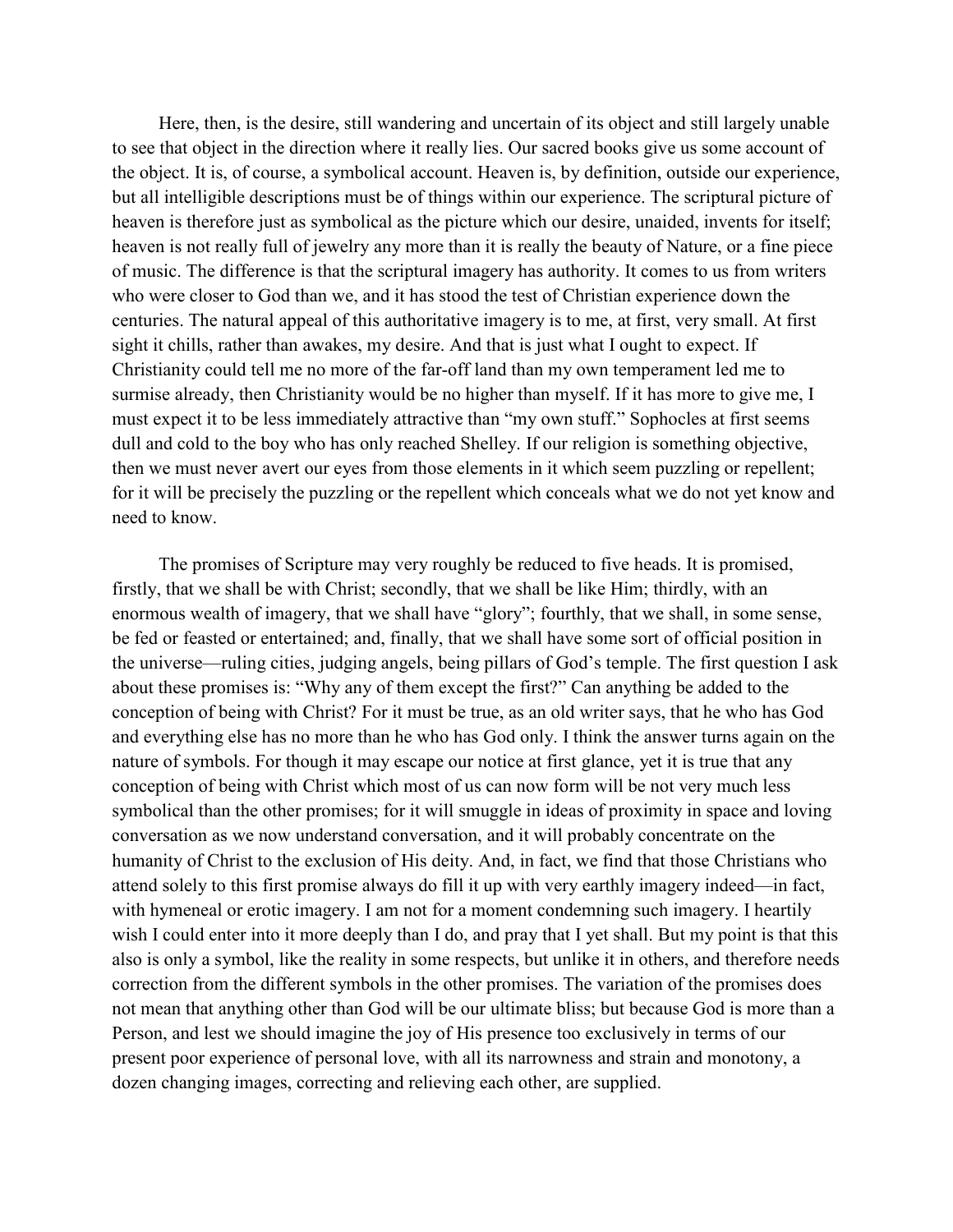Here, then, is the desire, still wandering and uncertain of its object and still largely unable to see that object in the direction where it really lies. Our sacred books give us some account of the object. It is, of course, a symbolical account. Heaven is, by definition, outside our experience, but all intelligible descriptions must be of things within our experience. The scriptural picture of heaven is therefore just as symbolical as the picture which our desire, unaided, invents for itself; heaven is not really full of jewelry any more than it is really the beauty of Nature, or a fine piece of music. The difference is that the scriptural imagery has authority. It comes to us from writers who were closer to God than we, and it has stood the test of Christian experience down the centuries. The natural appeal of this authoritative imagery is to me, at first, very small. At first sight it chills, rather than awakes, my desire. And that is just what I ought to expect. If Christianity could tell me no more of the far-off land than my own temperament led me to surmise already, then Christianity would be no higher than myself. If it has more to give me, I must expect it to be less immediately attractive than "my own stuff." Sophocles at first seems dull and cold to the boy who has only reached Shelley. If our religion is something objective, then we must never avert our eyes from those elements in it which seem puzzling or repellent; for it will be precisely the puzzling or the repellent which conceals what we do not yet know and need to know.

The promises of Scripture may very roughly be reduced to five heads. It is promised, firstly, that we shall be with Christ; secondly, that we shall be like Him; thirdly, with an enormous wealth of imagery, that we shall have "glory"; fourthly, that we shall, in some sense, be fed or feasted or entertained; and, finally, that we shall have some sort of official position in the universe—ruling cities, judging angels, being pillars of God's temple. The first question I ask about these promises is: "Why any of them except the first?" Can anything be added to the conception of being with Christ? For it must be true, as an old writer says, that he who has God and everything else has no more than he who has God only. I think the answer turns again on the nature of symbols. For though it may escape our notice at first glance, yet it is true that any conception of being with Christ which most of us can now form will be not very much less symbolical than the other promises; for it will smuggle in ideas of proximity in space and loving conversation as we now understand conversation, and it will probably concentrate on the humanity of Christ to the exclusion of His deity. And, in fact, we find that those Christians who attend solely to this first promise always do fill it up with very earthly imagery indeed—in fact, with hymeneal or erotic imagery. I am not for a moment condemning such imagery. I heartily wish I could enter into it more deeply than I do, and pray that I yet shall. But my point is that this also is only a symbol, like the reality in some respects, but unlike it in others, and therefore needs correction from the different symbols in the other promises. The variation of the promises does not mean that anything other than God will be our ultimate bliss; but because God is more than a Person, and lest we should imagine the joy of His presence too exclusively in terms of our present poor experience of personal love, with all its narrowness and strain and monotony, a dozen changing images, correcting and relieving each other, are supplied.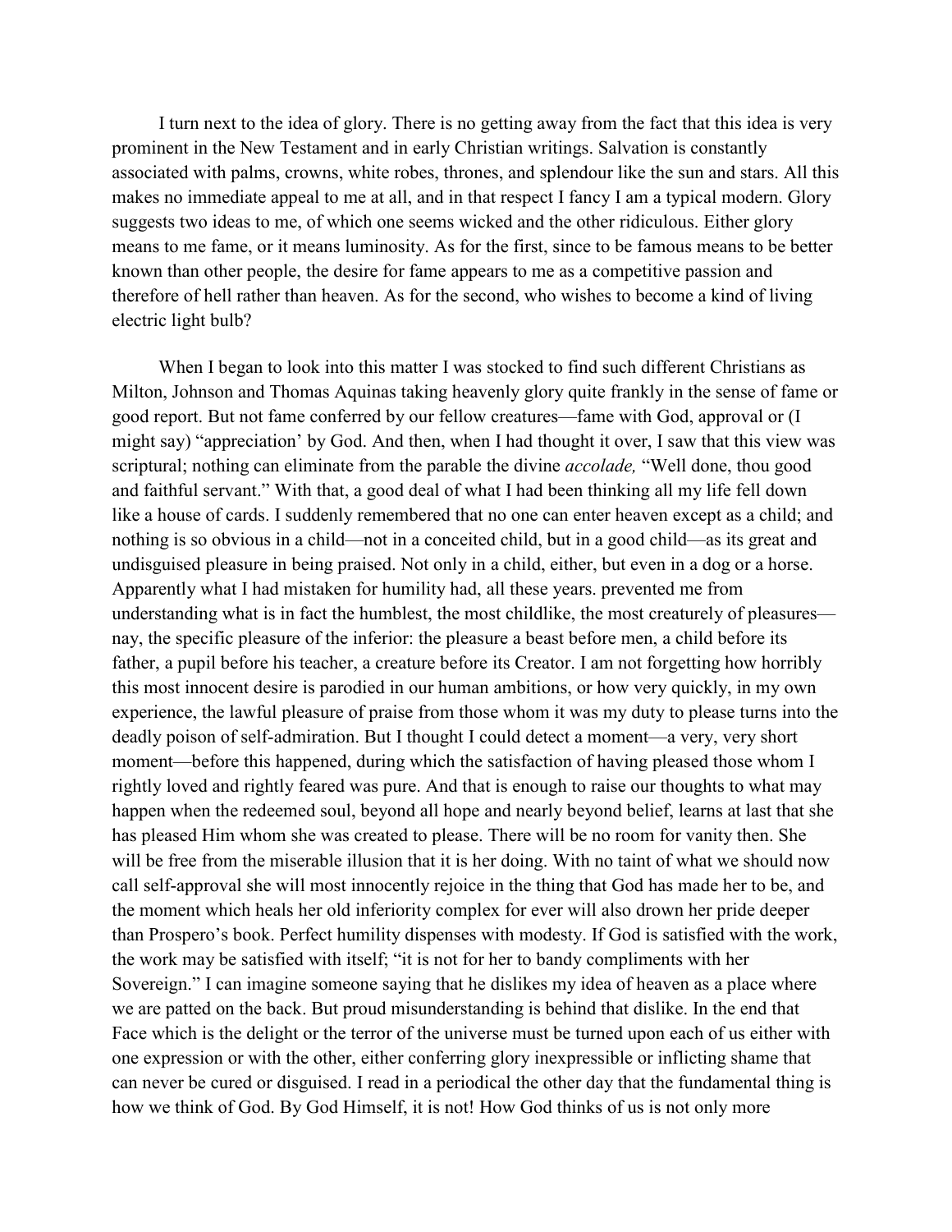I turn next to the idea of glory. There is no getting away from the fact that this idea is very prominent in the New Testament and in early Christian writings. Salvation is constantly associated with palms, crowns, white robes, thrones, and splendour like the sun and stars. All this makes no immediate appeal to me at all, and in that respect I fancy I am a typical modern. Glory suggests two ideas to me, of which one seems wicked and the other ridiculous. Either glory means to me fame, or it means luminosity. As for the first, since to be famous means to be better known than other people, the desire for fame appears to me as a competitive passion and therefore of hell rather than heaven. As for the second, who wishes to become a kind of living electric light bulb?

When I began to look into this matter I was stocked to find such different Christians as Milton, Johnson and Thomas Aquinas taking heavenly glory quite frankly in the sense of fame or good report. But not fame conferred by our fellow creatures—fame with God, approval or (I might say) "appreciation' by God. And then, when I had thought it over, I saw that this view was scriptural; nothing can eliminate from the parable the divine *accolade,* "Well done, thou good and faithful servant." With that, a good deal of what I had been thinking all my life fell down like a house of cards. I suddenly remembered that no one can enter heaven except as a child; and nothing is so obvious in a child—not in a conceited child, but in a good child—as its great and undisguised pleasure in being praised. Not only in a child, either, but even in a dog or a horse. Apparently what I had mistaken for humility had, all these years. prevented me from understanding what is in fact the humblest, the most childlike, the most creaturely of pleasures—nay, the specific pleasure of the inferior: the pleasure a beast before men, a child before its father, a pupil before his teacher, a creature before its Creator. I am not forgetting how horribly this most innocent desire is parodied in our human ambitions, or how very quickly, in my own experience, the lawful pleasure of praise from those whom it was my duty to please turns into the deadly poison of self-admiration. But I thought I could detect a moment—a very, very short moment—before this happened, during which the satisfaction of having pleased those whom I rightly loved and rightly feared was pure. And that is enough to raise our thoughts to what may happen when the redeemed soul, beyond all hope and nearly beyond belief, learns at last that she has pleased Him whom she was created to please. There will be no room for vanity then. She will be free from the miserable illusion that it is her doing. With no taint of what we should now call self-approval she will most innocently rejoice in the thing that God has made her to be, and the moment which heals her old inferiority complex for ever will also drown her pride deeper than Prospero's book. Perfect humility dispenses with modesty. If God is satisfied with the work, the work may be satisfied with itself; "it is not for her to bandy compliments with her Sovereign." I can imagine someone saying that he dislikes my idea of heaven as a place where we are patted on the back. But proud misunderstanding is behind that dislike. In the end that Face which is the delight or the terror of the universe must be turned upon each of us either with one expression or with the other, either conferring glory inexpressible or inflicting shame that can never be cured or disguised. I read in a periodical the other day that the fundamental thing is how we think of God. By God Himself, it is not! How God thinks of us is not only more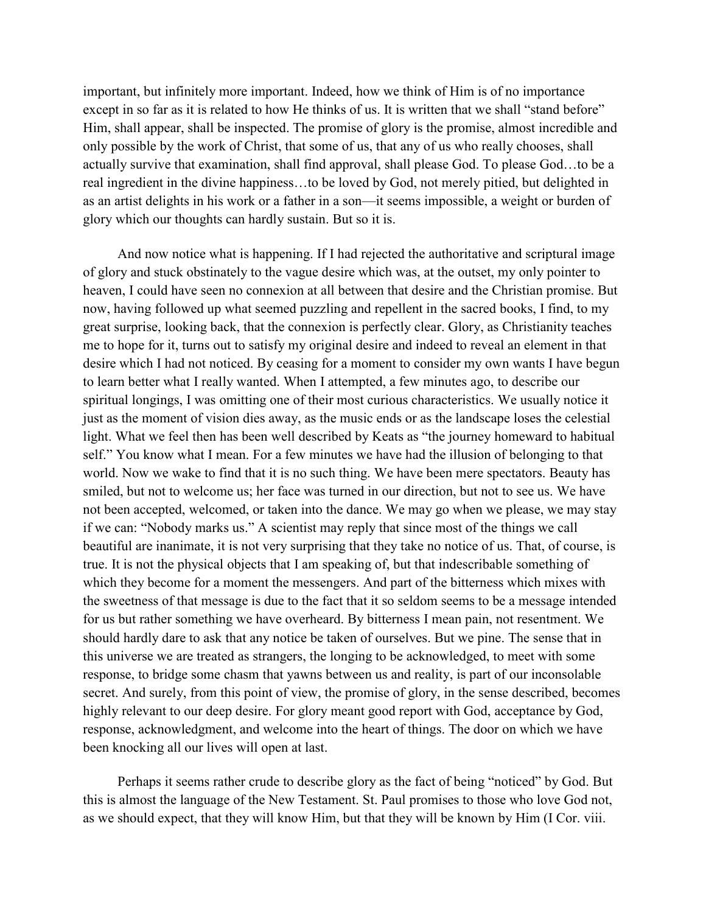important, but infinitely more important. Indeed, how we think of Him is of no importance except in so far as it is related to how He thinks of us. It is written that we shall "stand before" Him, shall appear, shall be inspected. The promise of glory is the promise, almost incredible and only possible by the work of Christ, that some of us, that any of us who really chooses, shall actually survive that examination, shall find approval, shall please God. To please God…to be a real ingredient in the divine happiness…to be loved by God, not merely pitied, but delighted in as an artist delights in his work or a father in a son—it seems impossible, a weight or burden of glory which our thoughts can hardly sustain. But so it is.

And now notice what is happening. If I had rejected the authoritative and scriptural image of glory and stuck obstinately to the vague desire which was, at the outset, my only pointer to heaven, I could have seen no connexion at all between that desire and the Christian promise. But now, having followed up what seemed puzzling and repellent in the sacred books, I find, to my great surprise, looking back, that the connexion is perfectly clear. Glory, as Christianity teaches me to hope for it, turns out to satisfy my original desire and indeed to reveal an element in that desire which I had not noticed. By ceasing for a moment to consider my own wants I have begun to learn better what I really wanted. When I attempted, a few minutes ago, to describe our spiritual longings, I was omitting one of their most curious characteristics. We usually notice it just as the moment of vision dies away, as the music ends or as the landscape loses the celestial light. What we feel then has been well described by Keats as "the journey homeward to habitual self." You know what I mean. For a few minutes we have had the illusion of belonging to that world. Now we wake to find that it is no such thing. We have been mere spectators. Beauty has smiled, but not to welcome us; her face was turned in our direction, but not to see us. We have not been accepted, welcomed, or taken into the dance. We may go when we please, we may stay if we can: "Nobody marks us." A scientist may reply that since most of the things we call beautiful are inanimate, it is not very surprising that they take no notice of us. That, of course, is true. It is not the physical objects that I am speaking of, but that indescribable something of which they become for a moment the messengers. And part of the bitterness which mixes with the sweetness of that message is due to the fact that it so seldom seems to be a message intended for us but rather something we have overheard. By bitterness I mean pain, not resentment. We should hardly dare to ask that any notice be taken of ourselves. But we pine. The sense that in this universe we are treated as strangers, the longing to be acknowledged, to meet with some response, to bridge some chasm that yawns between us and reality, is part of our inconsolable secret. And surely, from this point of view, the promise of glory, in the sense described, becomes highly relevant to our deep desire. For glory meant good report with God, acceptance by God, response, acknowledgment, and welcome into the heart of things. The door on which we have been knocking all our lives will open at last.

Perhaps it seems rather crude to describe glory as the fact of being "noticed" by God. But this is almost the language of the New Testament. St. Paul promises to those who love God not, as we should expect, that they will know Him, but that they will be known by Him (I Cor. viii.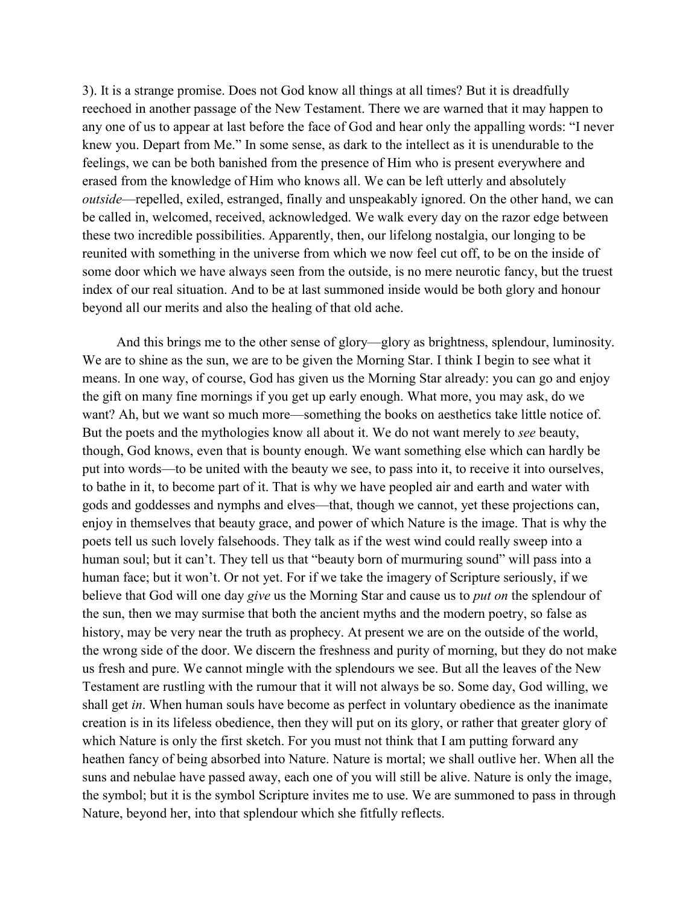3). It is a strange promise. Does not God know all things at all times? But it is dreadfully reechoed in another passage of the New Testament. There we are warned that it may happen to any one of us to appear at last before the face of God and hear only the appalling words: "I never knew you. Depart from Me." In some sense, as dark to the intellect as it is unendurable to the feelings, we can be both banished from the presence of Him who is present everywhere and erased from the knowledge of Him who knows all. We can be left utterly and absolutely *outside*—repelled, exiled, estranged, finally and unspeakably ignored. On the other hand, we can be called in, welcomed, received, acknowledged. We walk every day on the razor edge between these two incredible possibilities. Apparently, then, our lifelong nostalgia, our longing to be reunited with something in the universe from which we now feel cut off, to be on the inside of some door which we have always seen from the outside, is no mere neurotic fancy, but the truest index of our real situation. And to be at last summoned inside would be both glory and honour beyond all our merits and also the healing of that old ache.

And this brings me to the other sense of glory—glory as brightness, splendour, luminosity. We are to shine as the sun, we are to be given the Morning Star. I think I begin to see what it means. In one way, of course, God has given us the Morning Star already: you can go and enjoy the gift on many fine mornings if you get up early enough. What more, you may ask, do we want? Ah, but we want so much more—something the books on aesthetics take little notice of. But the poets and the mythologies know all about it. We do not want merely to *see* beauty, though, God knows, even that is bounty enough. We want something else which can hardly be put into words—to be united with the beauty we see, to pass into it, to receive it into ourselves, to bathe in it, to become part of it. That is why we have peopled air and earth and water with gods and goddesses and nymphs and elves—that, though we cannot, yet these projections can, enjoy in themselves that beauty grace, and power of which Nature is the image. That is why the poets tell us such lovely falsehoods. They talk as if the west wind could really sweep into a human soul; but it can't. They tell us that "beauty born of murmuring sound" will pass into a human face; but it won't. Or not yet. For if we take the imagery of Scripture seriously, if we believe that God will one day *give* us the Morning Star and cause us to *put on* the splendour of the sun, then we may surmise that both the ancient myths and the modern poetry, so false as history, may be very near the truth as prophecy. At present we are on the outside of the world, the wrong side of the door. We discern the freshness and purity of morning, but they do not make us fresh and pure. We cannot mingle with the splendours we see. But all the leaves of the New Testament are rustling with the rumour that it will not always be so. Some day, God willing, we shall get *in*. When human souls have become as perfect in voluntary obedience as the inanimate creation is in its lifeless obedience, then they will put on its glory, or rather that greater glory of which Nature is only the first sketch. For you must not think that I am putting forward any heathen fancy of being absorbed into Nature. Nature is mortal; we shall outlive her. When all the suns and nebulae have passed away, each one of you will still be alive. Nature is only the image, the symbol; but it is the symbol Scripture invites me to use. We are summoned to pass in through Nature, beyond her, into that splendour which she fitfully reflects.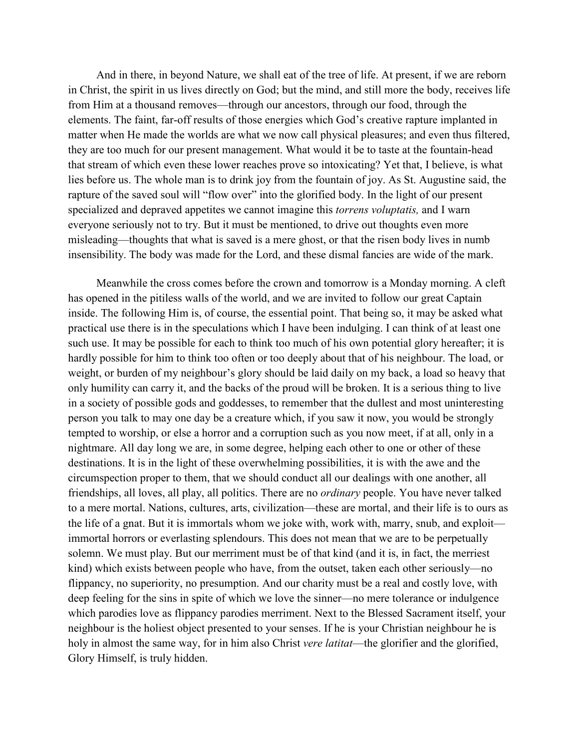And in there, in beyond Nature, we shall eat of the tree of life. At present, if we are reborn in Christ, the spirit in us lives directly on God; but the mind, and still more the body, receives life from Him at a thousand removes—through our ancestors, through our food, through the elements. The faint, far-off results of those energies which God's creative rapture implanted in matter when He made the worlds are what we now call physical pleasures; and even thus filtered, they are too much for our present management. What would it be to taste at the fountain-head that stream of which even these lower reaches prove so intoxicating? Yet that, I believe, is what lies before us. The whole man is to drink joy from the fountain of joy. As St. Augustine said, the rapture of the saved soul will "flow over" into the glorified body. In the light of our present specialized and depraved appetites we cannot imagine this *torrens voluptatis,* and I warn everyone seriously not to try. But it must be mentioned, to drive out thoughts even more misleading—thoughts that what is saved is a mere ghost, or that the risen body lives in numb insensibility. The body was made for the Lord, and these dismal fancies are wide of the mark.

Meanwhile the cross comes before the crown and tomorrow is a Monday morning. A cleft has opened in the pitiless walls of the world, and we are invited to follow our great Captain inside. The following Him is, of course, the essential point. That being so, it may be asked what practical use there is in the speculations which I have been indulging. I can think of at least one such use. It may be possible for each to think too much of his own potential glory hereafter; it is hardly possible for him to think too often or too deeply about that of his neighbour. The load, or weight, or burden of my neighbour's glory should be laid daily on my back, a load so heavy that only humility can carry it, and the backs of the proud will be broken. It is a serious thing to live in a society of possible gods and goddesses, to remember that the dullest and most uninteresting person you talk to may one day be a creature which, if you saw it now, you would be strongly tempted to worship, or else a horror and a corruption such as you now meet, if at all, only in a nightmare. All day long we are, in some degree, helping each other to one or other of these destinations. It is in the light of these overwhelming possibilities, it is with the awe and the circumspection proper to them, that we should conduct all our dealings with one another, all friendships, all loves, all play, all politics. There are no *ordinary* people. You have never talked to a mere mortal. Nations, cultures, arts, civilization—these are mortal, and their life is to ours as the life of a gnat. But it is immortals whom we joke with, work with, marry, snub, and exploit—immortal horrors or everlasting splendours. This does not mean that we are to be perpetually solemn. We must play. But our merriment must be of that kind (and it is, in fact, the merriest kind) which exists between people who have, from the outset, taken each other seriously—no flippancy, no superiority, no presumption. And our charity must be a real and costly love, with deep feeling for the sins in spite of which we love the sinner—no mere tolerance or indulgence which parodies love as flippancy parodies merriment. Next to the Blessed Sacrament itself, your neighbour is the holiest object presented to your senses. If he is your Christian neighbour he is holy in almost the same way, for in him also Christ *vere latitat*—the glorifier and the glorified, Glory Himself, is truly hidden.